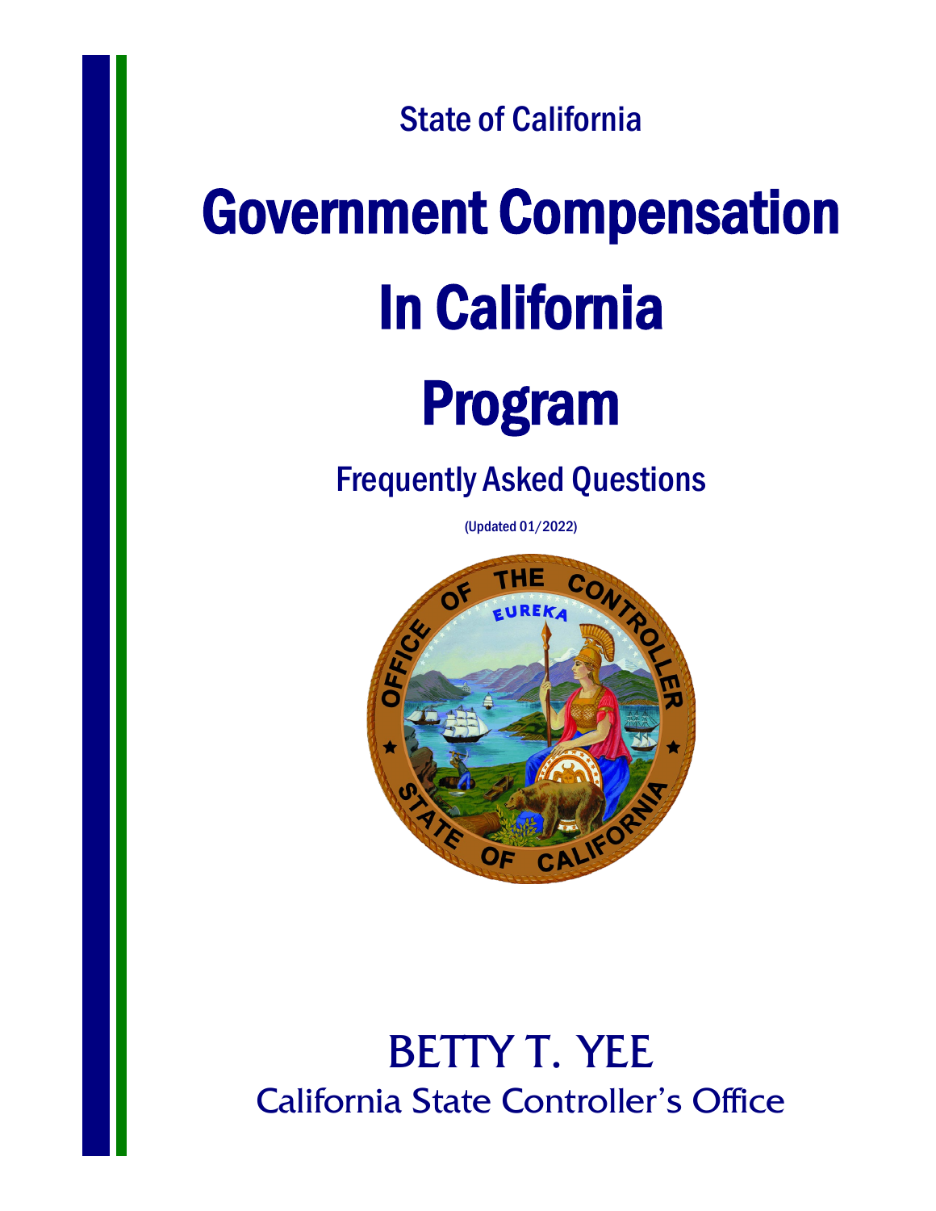State of California

# Government Compensation In California Program

## Frequently Asked Questions

(Updated 01/2022)

BETTY T. YEE

California State Controller's Office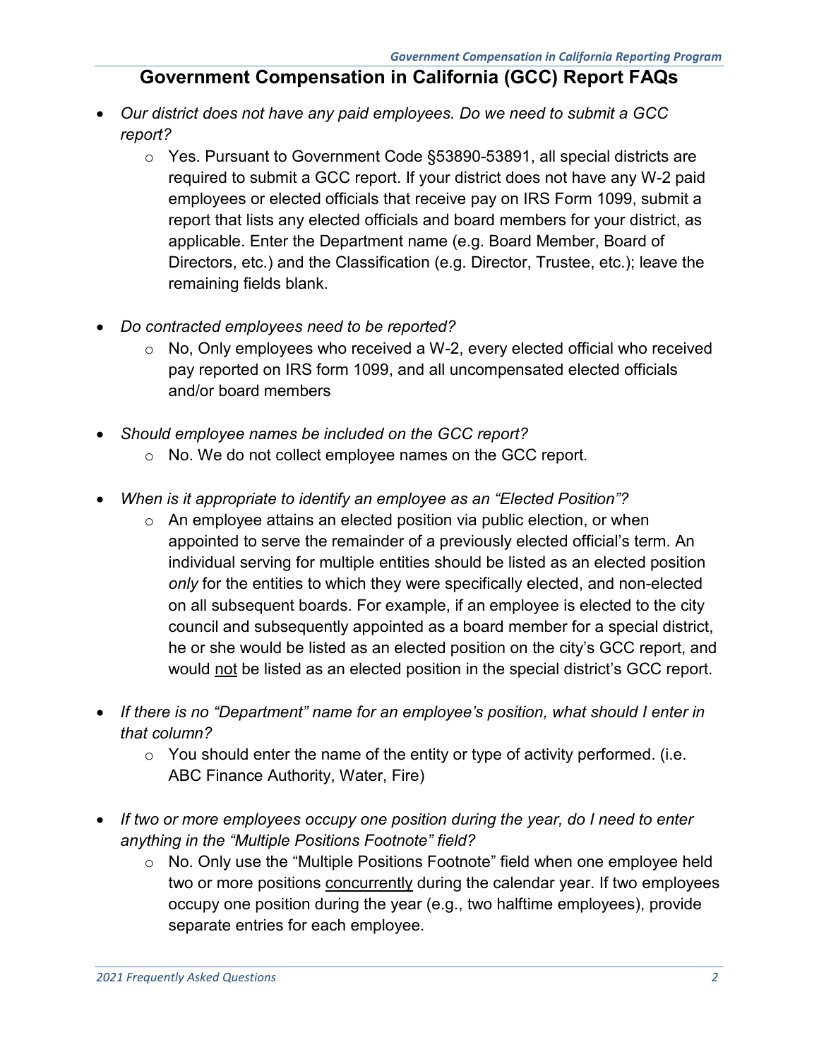# Government Compensation in California (GCC) Report FAQs

- *Our district does not have any paid employees. Do we need to submit a GCC report?*
    - Yes. Pursuant to Government Code §53890-53891, all special districts are required to submit a GCC report. If your district does not have any W-2 paid employees or elected officials that receive pay on IRS Form 1099, submit a report that lists any elected officials and board members for your district, as applicable. Enter the Department name (e.g. Board Member, Board of Directors, etc.) and the Classification (e.g. Director, Trustee, etc.); leave the remaining fields blank.

- *Do contracted employees need to be reported?*
    - No, Only employees who received a W-2, every elected official who received pay reported on IRS form 1099, and all uncompensated elected officials and/or board members

- *Should employee names be included on the GCC report?*
    - No. We do not collect employee names on the GCC report.

- *When is it appropriate to identify an employee as an "Elected Position"?*
    - An employee attains an elected position via public election, or when appointed to serve the remainder of a previously elected official's term. An individual serving for multiple entities should be listed as an elected position *only* for the entities to which they were specifically elected, and non-elected on all subsequent boards. For example, if an employee is elected to the city council and subsequently appointed as a board member for a special district, he or she would be listed as an elected position on the city's GCC report, and would <u>not</u> be listed as an elected position in the special district's GCC report.

- *If there is no "Department" name for an employee's position, what should I enter in that column?*
    - You should enter the name of the entity or type of activity performed. (i.e. ABC Finance Authority, Water, Fire)

- *If two or more employees occupy one position during the year, do I need to enter anything in the "Multiple Positions Footnote" field?*
    - No. Only use the "Multiple Positions Footnote" field when one employee held two or more positions <u>concurrently</u> during the calendar year. If two employees occupy one position during the year (e.g., two halftime employees), provide separate entries for each employee.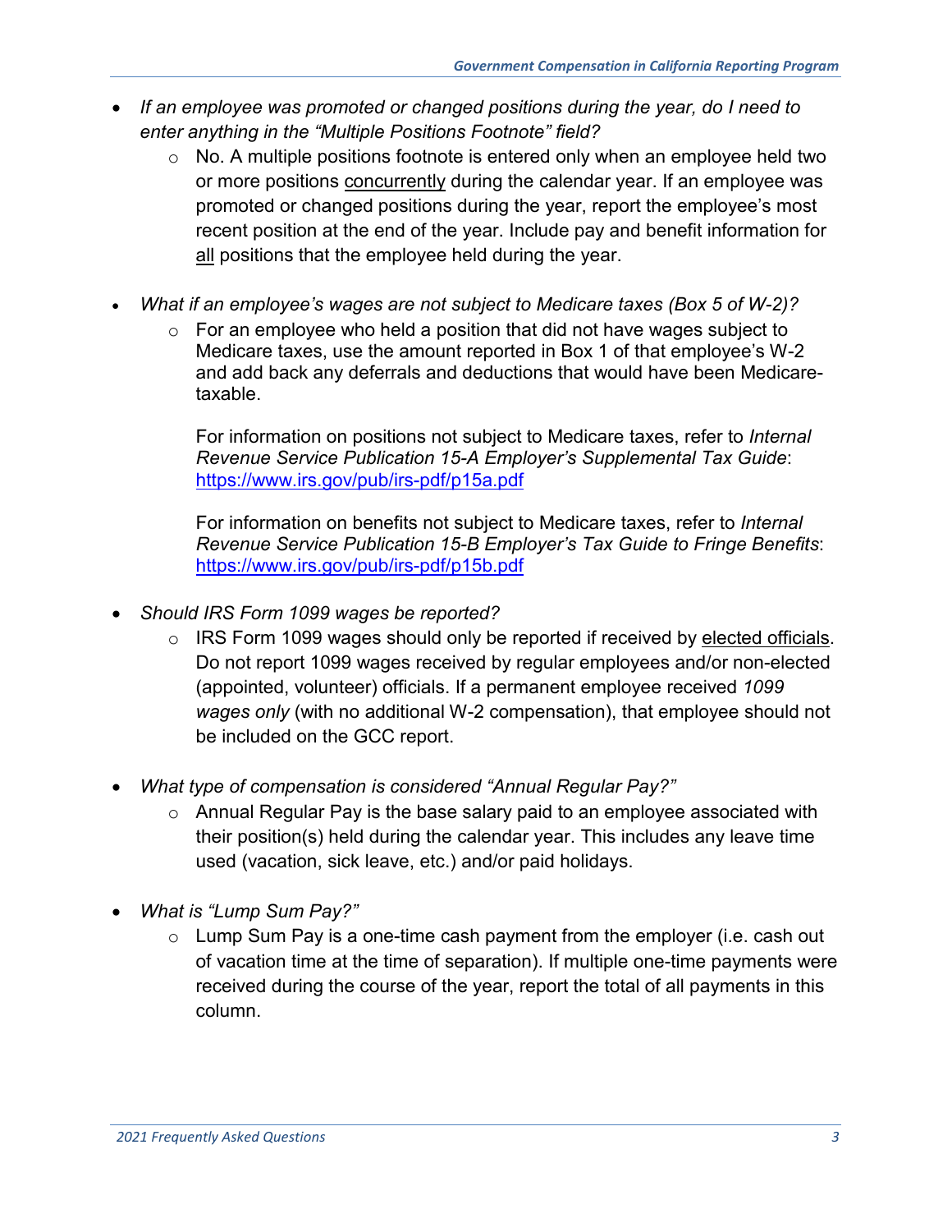- *If an employee was promoted or changed positions during the year, do I need to enter anything in the "Multiple Positions Footnote" field?*
  - No. A multiple positions footnote is entered only when an employee held two or more positions <u>concurrently</u> during the calendar year. If an employee was promoted or changed positions during the year, report the employee's most recent position at the end of the year. Include pay and benefit information for <u>all</u> positions that the employee held during the year.

- *What if an employee's wages are not subject to Medicare taxes (Box 5 of W-2)?*
  - For an employee who held a position that did not have wages subject to Medicare taxes, use the amount reported in Box 1 of that employee's W-2 and add back any deferrals and deductions that would have been Medicare-taxable.

    For information on positions not subject to Medicare taxes, refer to *Internal Revenue Service Publication 15-A Employer's Supplemental Tax Guide*: https://www.irs.gov/pub/irs-pdf/p15a.pdf

    For information on benefits not subject to Medicare taxes, refer to *Internal Revenue Service Publication 15-B Employer's Tax Guide to Fringe Benefits*: https://www.irs.gov/pub/irs-pdf/p15b.pdf

- *Should IRS Form 1099 wages be reported?*
  - IRS Form 1099 wages should only be reported if received by <u>elected officials</u>. Do not report 1099 wages received by regular employees and/or non-elected (appointed, volunteer) officials. If a permanent employee received *1099 wages only* (with no additional W-2 compensation), that employee should not be included on the GCC report.

- *What type of compensation is considered "Annual Regular Pay?"*
  - Annual Regular Pay is the base salary paid to an employee associated with their position(s) held during the calendar year. This includes any leave time used (vacation, sick leave, etc.) and/or paid holidays.

- *What is "Lump Sum Pay?"*
  - Lump Sum Pay is a one-time cash payment from the employer (i.e. cash out of vacation time at the time of separation). If multiple one-time payments were received during the course of the year, report the total of all payments in this column.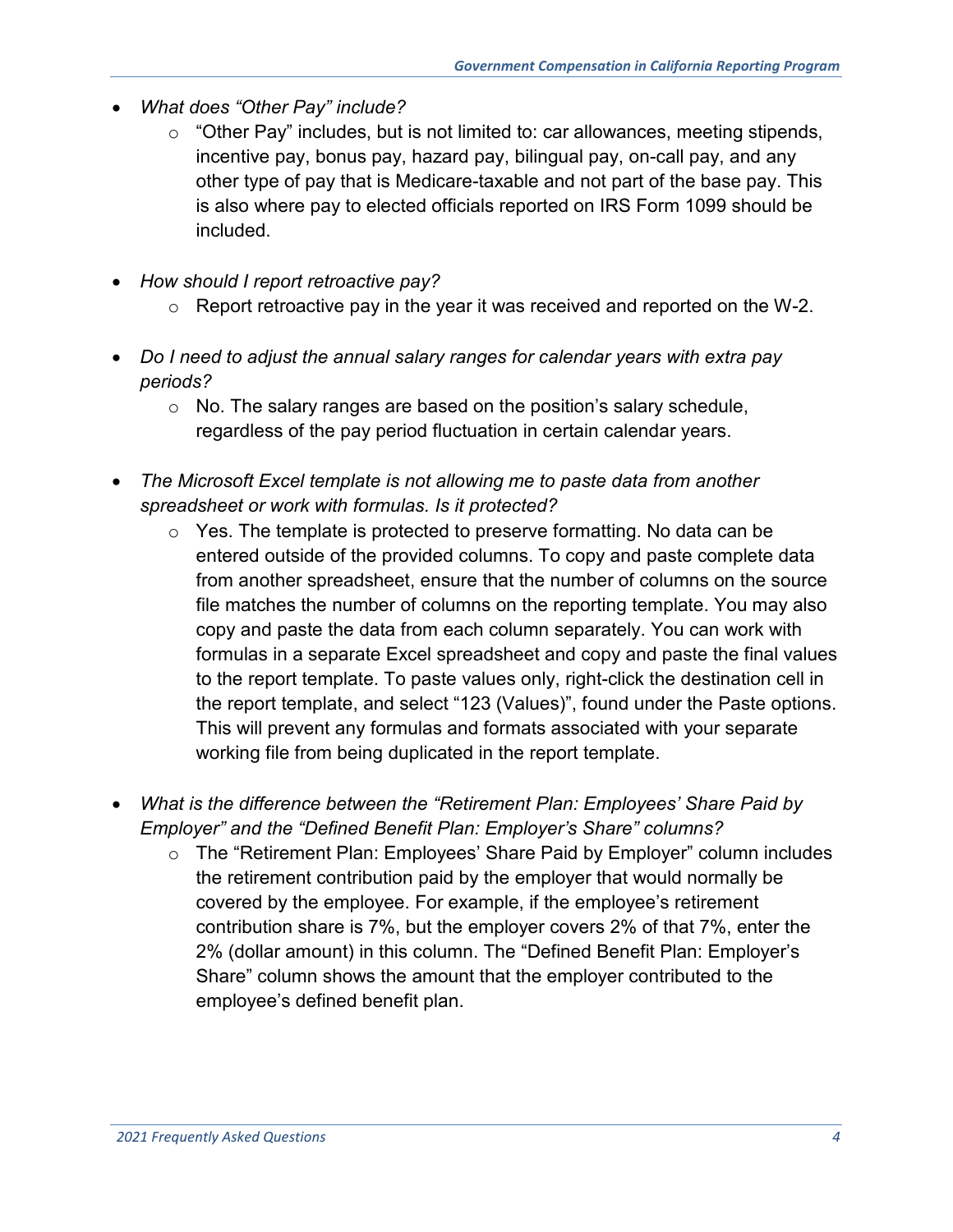- *What does "Other Pay" include?*
  - "Other Pay" includes, but is not limited to: car allowances, meeting stipends, incentive pay, bonus pay, hazard pay, bilingual pay, on-call pay, and any other type of pay that is Medicare-taxable and not part of the base pay. This is also where pay to elected officials reported on IRS Form 1099 should be included.

- *How should I report retroactive pay?*
  - Report retroactive pay in the year it was received and reported on the W-2.

- *Do I need to adjust the annual salary ranges for calendar years with extra pay periods?*
  - No. The salary ranges are based on the position's salary schedule, regardless of the pay period fluctuation in certain calendar years.

- *The Microsoft Excel template is not allowing me to paste data from another spreadsheet or work with formulas. Is it protected?*
  - Yes. The template is protected to preserve formatting. No data can be entered outside of the provided columns. To copy and paste complete data from another spreadsheet, ensure that the number of columns on the source file matches the number of columns on the reporting template. You may also copy and paste the data from each column separately. You can work with formulas in a separate Excel spreadsheet and copy and paste the final values to the report template. To paste values only, right-click the destination cell in the report template, and select "123 (Values)", found under the Paste options. This will prevent any formulas and formats associated with your separate working file from being duplicated in the report template.

- *What is the difference between the "Retirement Plan: Employees' Share Paid by Employer" and the "Defined Benefit Plan: Employer's Share" columns?*
  - The "Retirement Plan: Employees' Share Paid by Employer" column includes the retirement contribution paid by the employer that would normally be covered by the employee. For example, if the employee's retirement contribution share is 7%, but the employer covers 2% of that 7%, enter the 2% (dollar amount) in this column. The "Defined Benefit Plan: Employer's Share" column shows the amount that the employer contributed to the employee's defined benefit plan.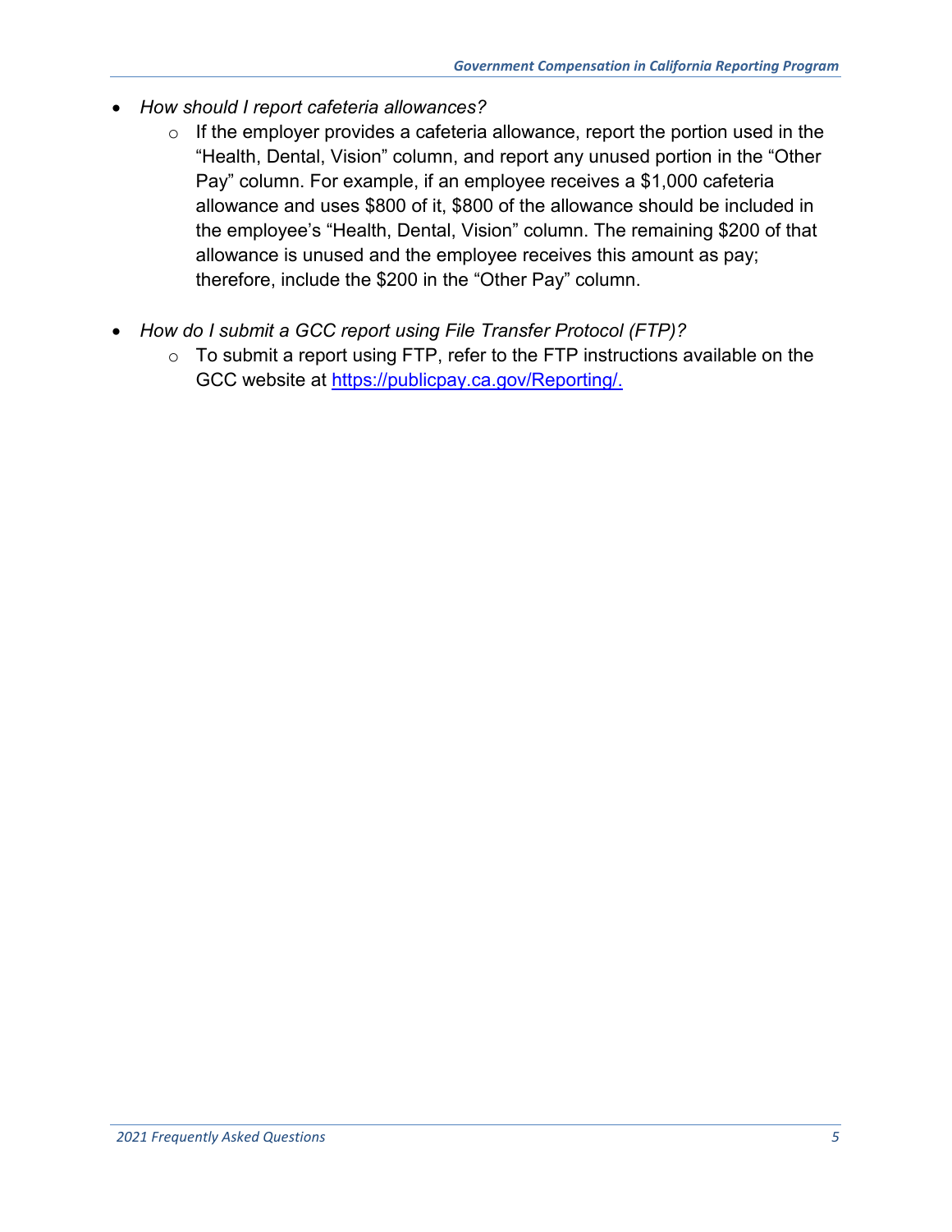- *How should I report cafeteria allowances?*
  - If the employer provides a cafeteria allowance, report the portion used in the "Health, Dental, Vision" column, and report any unused portion in the "Other Pay" column. For example, if an employee receives a $1,000 cafeteria allowance and uses $800 of it, $800 of the allowance should be included in the employee's "Health, Dental, Vision" column. The remaining $200 of that allowance is unused and the employee receives this amount as pay; therefore, include the $200 in the "Other Pay" column.

- *How do I submit a GCC report using File Transfer Protocol (FTP)?*
  - To submit a report using FTP, refer to the FTP instructions available on the GCC website at [https://publicpay.ca.gov/Reporting/.](https://publicpay.ca.gov/Reporting/)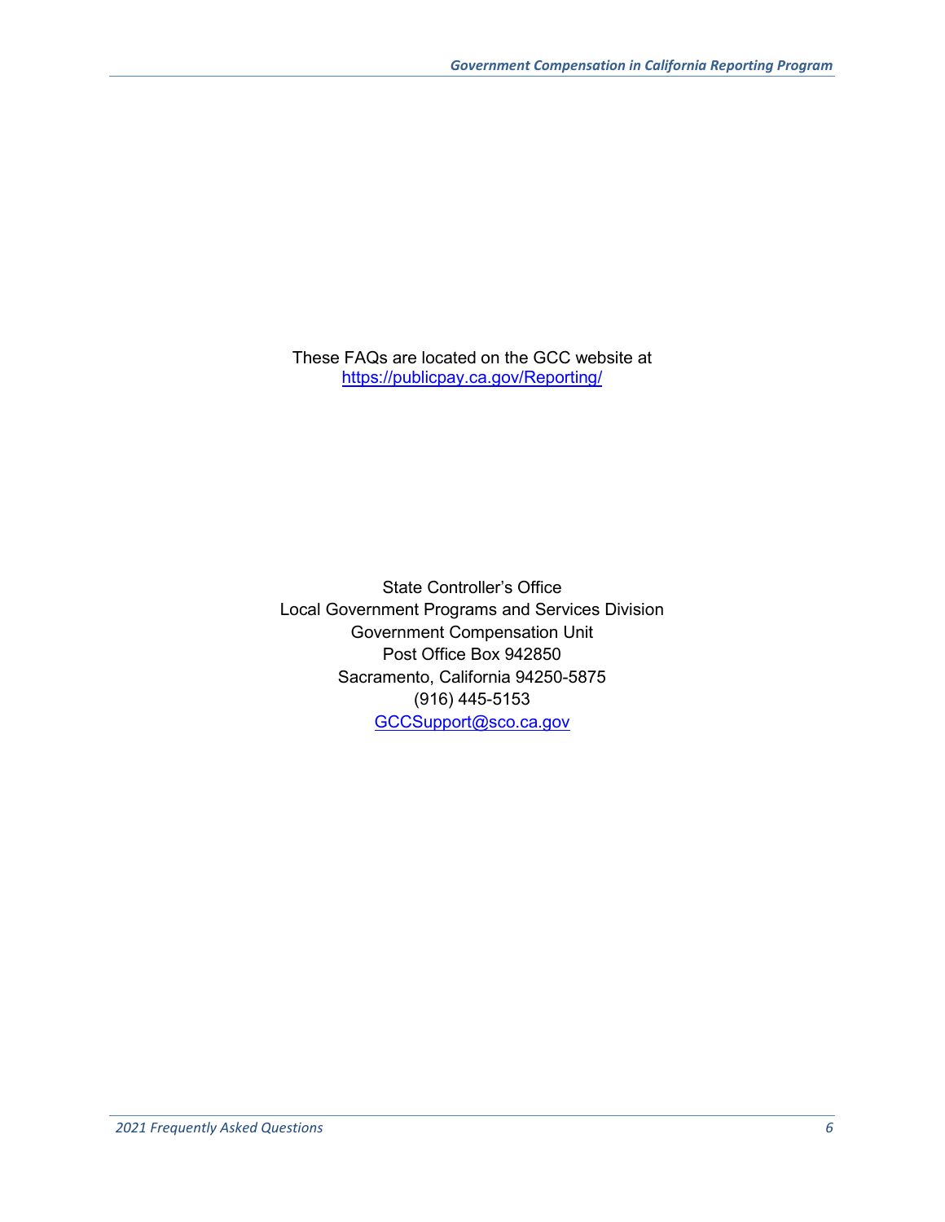These FAQs are located on the GCC website at
https://publicpay.ca.gov/Reporting/

State Controller's Office
Local Government Programs and Services Division
Government Compensation Unit
Post Office Box 942850
Sacramento, California 94250-5875
(916) 445-5153
GCCSupport@sco.ca.gov